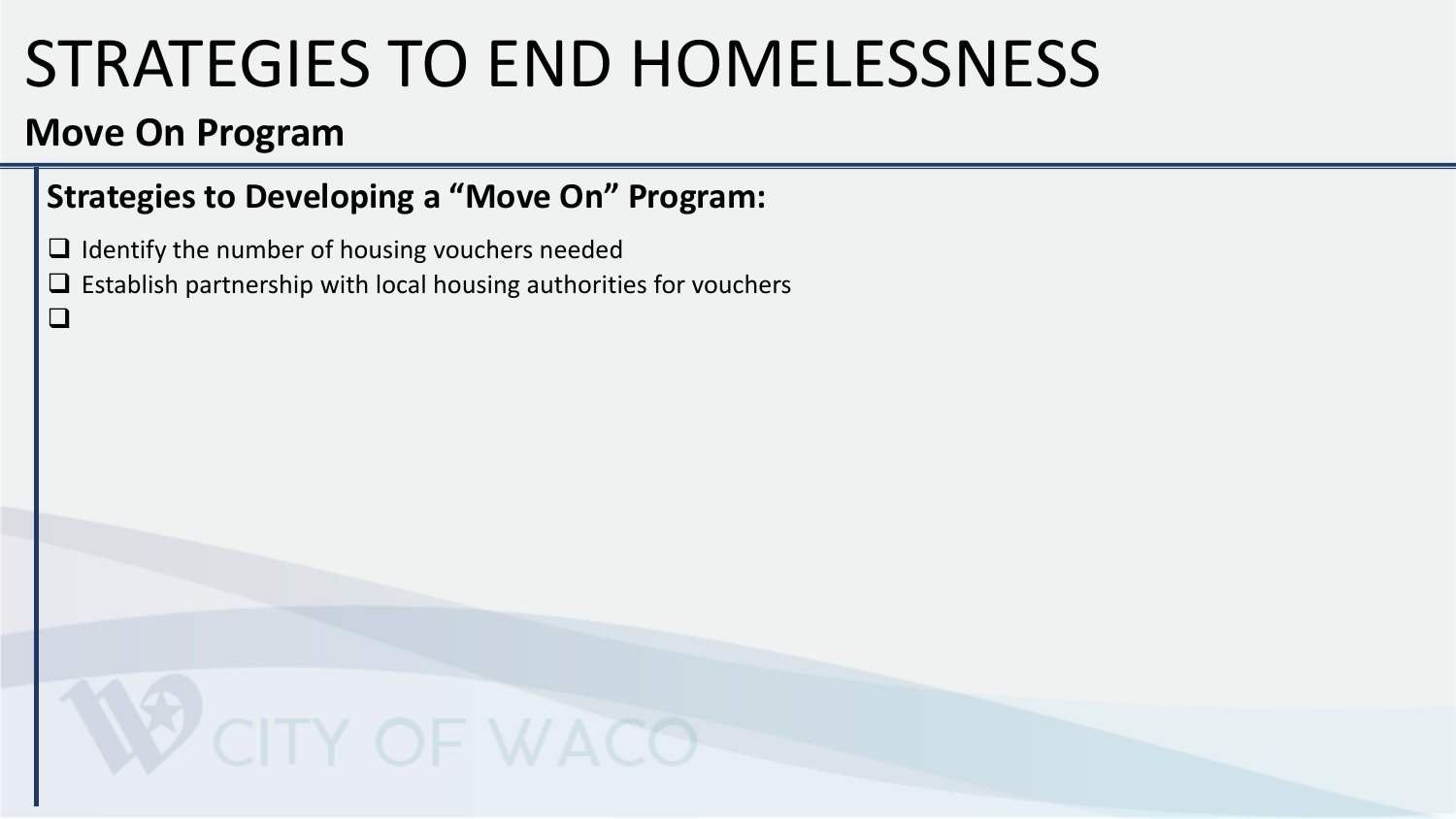# STRATEGIES TO END HOMELESSNESS

## Move On Program

### Strategies to Developing a "Move On" Program:

- ❑ Identify the number of housing vouchers needed
- ❑ Establish partnership with local housing authorities for vouchers
- ❑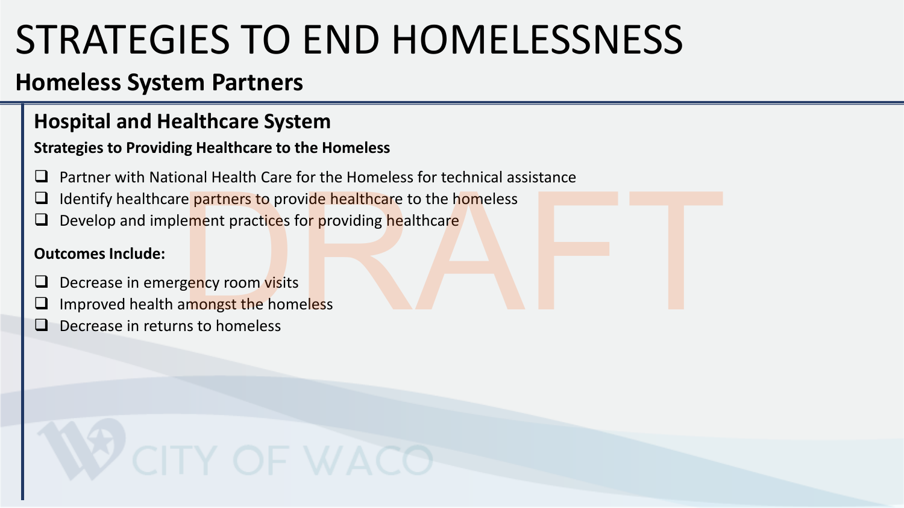# STRATEGIES TO END HOMELESSNESS

## Homeless System Partners

### Hospital and Healthcare System

**Strategies to Providing Healthcare to the Homeless**

- Partner with National Health Care for the Homeless for technical assistance
- Identify healthcare partners to provide healthcare to the homeless
- Develop and implement practices for providing healthcare

**Outcomes Include:**

- Decrease in emergency room visits
- Improved health amongst the homeless
- Decrease in returns to homeless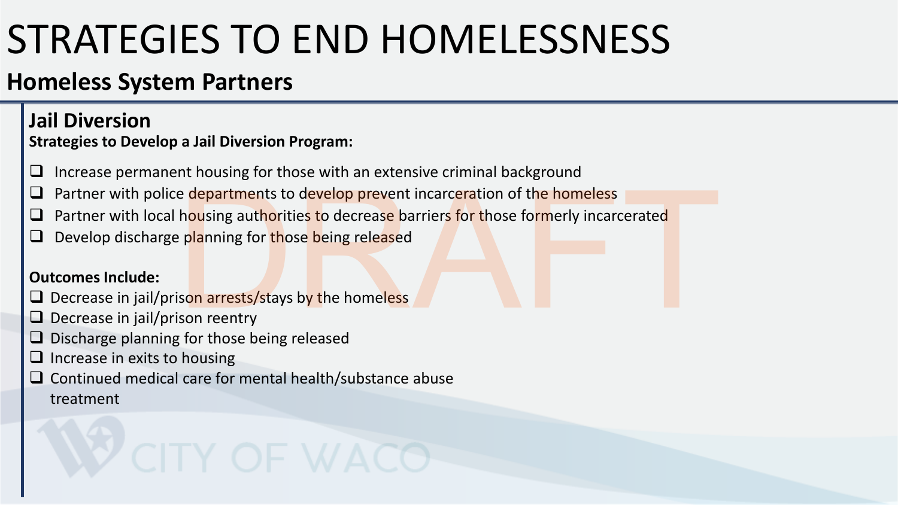# STRATEGIES TO END HOMELESSNESS

## Homeless System Partners

### Jail Diversion

**Strategies to Develop a Jail Diversion Program:**

- Increase permanent housing for those with an extensive criminal background
- Partner with police departments to develop prevent incarceration of the homeless
- Partner with local housing authorities to decrease barriers for those formerly incarcerated
- Develop discharge planning for those being released

**Outcomes Include:**

- Decrease in jail/prison arrests/stays by the homeless
- Decrease in jail/prison reentry
- Discharge planning for those being released
- Increase in exits to housing
- Continued medical care for mental health/substance abuse treatment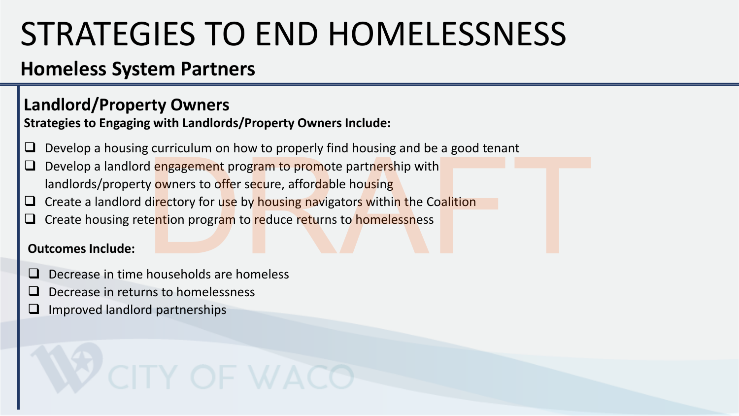# STRATEGIES TO END HOMELESSNESS

## Homeless System Partners

### Landlord/Property Owners

**Strategies to Engaging with Landlords/Property Owners Include:**

- Develop a housing curriculum on how to properly find housing and be a good tenant
- Develop a landlord engagement program to promote partnership with landlords/property owners to offer secure, affordable housing
- Create a landlord directory for use by housing navigators within the Coalition
- Create housing retention program to reduce returns to homelessness

**Outcomes Include:**

- Decrease in time households are homeless
- Decrease in returns to homelessness
- Improved landlord partnerships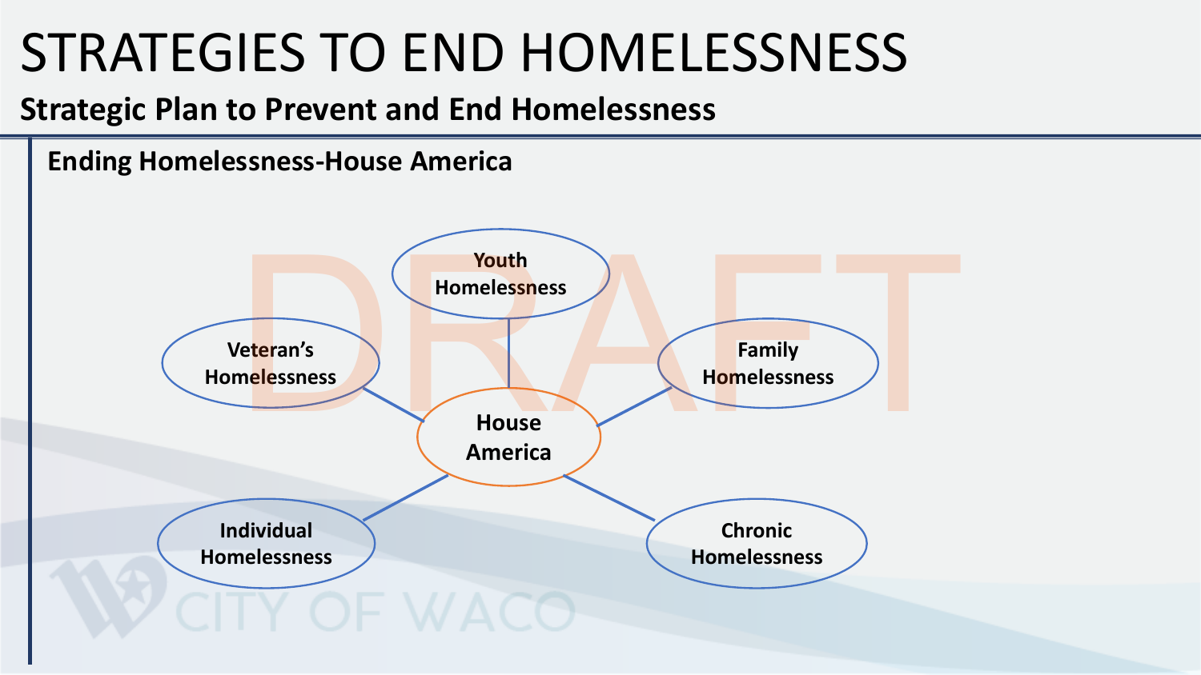# STRATEGIES TO END HOMELESSNESS

## Strategic Plan to Prevent and End Homelessness

### Ending Homelessness-House America

- House America
  - Youth Homelessness
  - Veteran's Homelessness
  - Family Homelessness
  - Individual Homelessness
  - Chronic Homelessness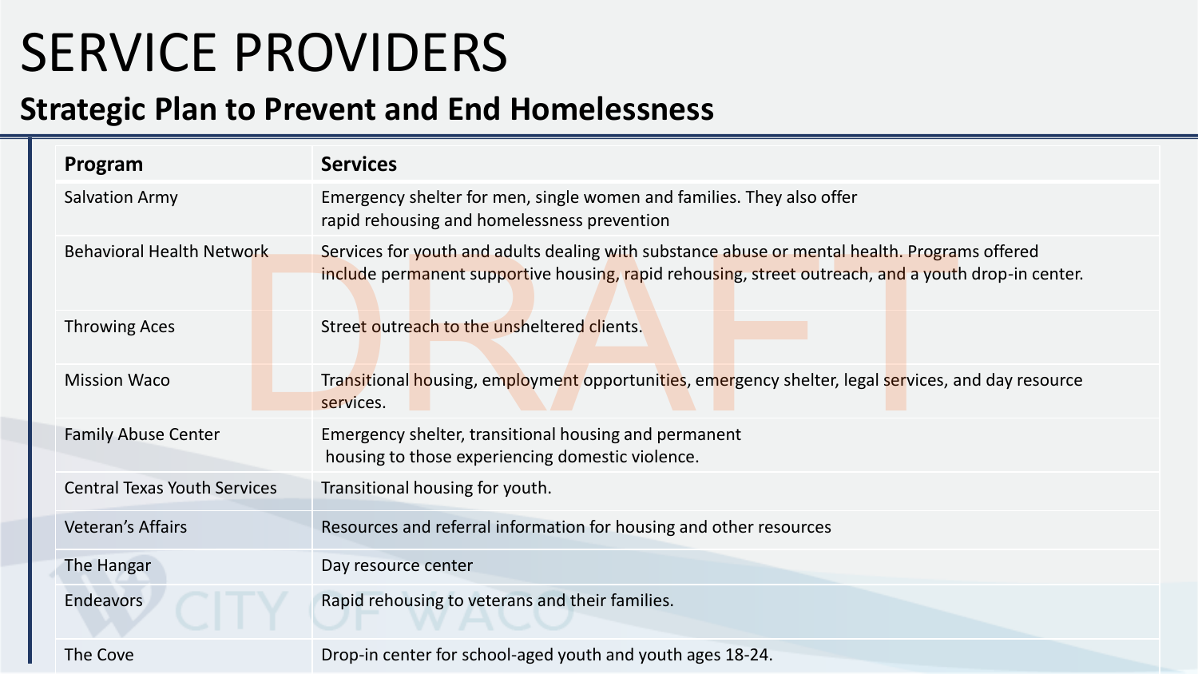# SERVICE PROVIDERS

## Strategic Plan to Prevent and End Homelessness

| Program | Services |
|---|---|
| Salvation Army | Emergency shelter for men, single women and families. They also offer rapid rehousing and homelessness prevention |
| Behavioral Health Network | Services for youth and adults dealing with substance abuse or mental health. Programs offered include permanent supportive housing, rapid rehousing, street outreach, and a youth drop-in center. |
| Throwing Aces | Street outreach to the unsheltered clients. |
| Mission Waco | Transitional housing, employment opportunities, emergency shelter, legal services, and day resource services. |
| Family Abuse Center | Emergency shelter, transitional housing and permanent housing to those experiencing domestic violence. |
| Central Texas Youth Services | Transitional housing for youth. |
| Veteran's Affairs | Resources and referral information for housing and other resources |
| The Hangar | Day resource center |
| Endeavors | Rapid rehousing to veterans and their families. |
| The Cove | Drop-in center for school-aged youth and youth ages 18-24. |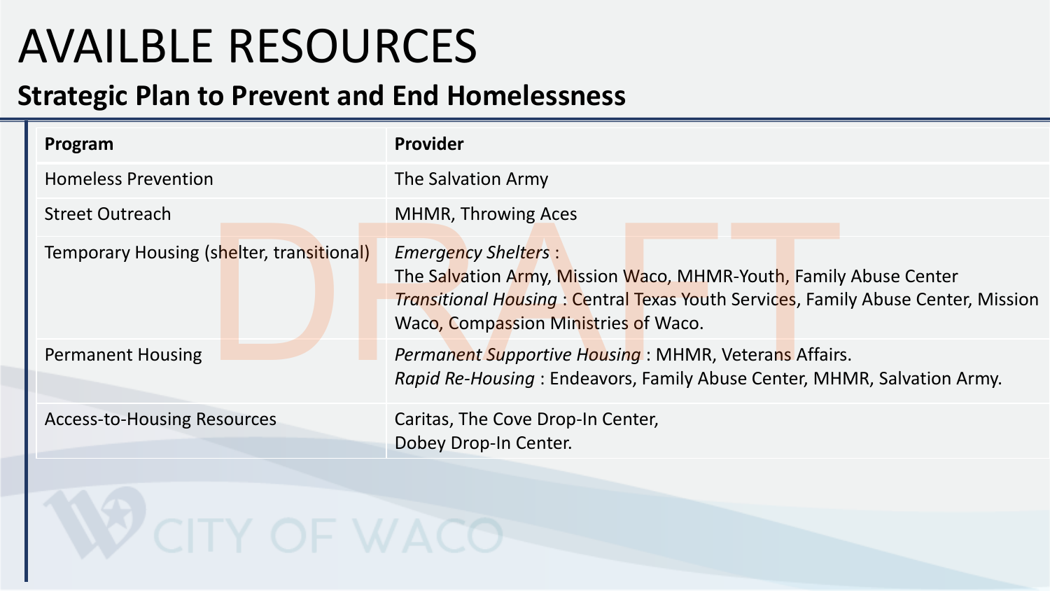# AVAILBLE RESOURCES

## Strategic Plan to Prevent and End Homelessness

| Program | Provider |
| --- | --- |
| Homeless Prevention | The Salvation Army |
| Street Outreach | MHMR, Throwing Aces |
| Temporary Housing (shelter, transitional) | *Emergency Shelters* : The Salvation Army, Mission Waco, MHMR-Youth, Family Abuse Center *Transitional Housing* : Central Texas Youth Services, Family Abuse Center, Mission Waco, Compassion Ministries of Waco. |
| Permanent Housing | *Permanent Supportive Housing* : MHMR, Veterans Affairs. *Rapid Re-Housing* : Endeavors, Family Abuse Center, MHMR, Salvation Army. |
| Access-to-Housing Resources | Caritas, The Cove Drop-In Center, Dobey Drop-In Center. |

DRAFT

CITY OF WACO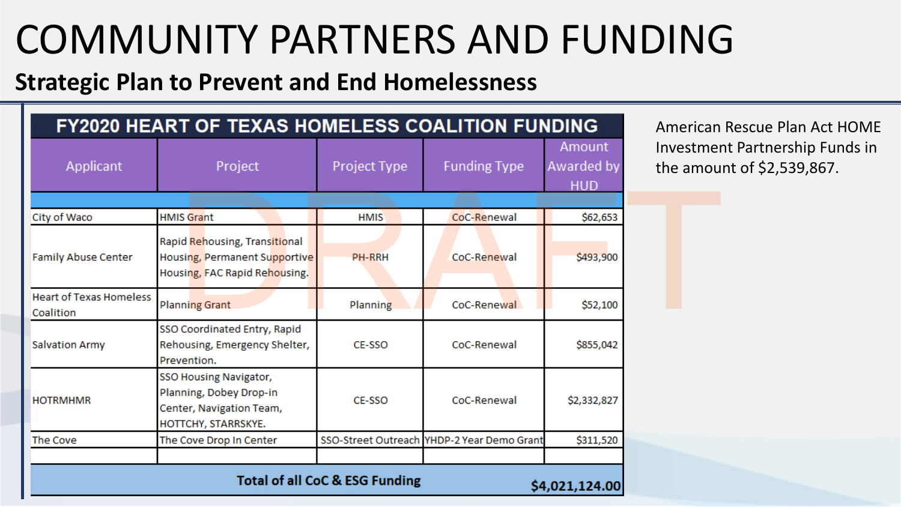# COMMUNITY PARTNERS AND FUNDING

## Strategic Plan to Prevent and End Homelessness

| FY2020 HEART OF TEXAS HOMELESS COALITION FUNDING | | | | |
|---|---|---|---|---|
| Applicant | Project | Project Type | Funding Type | Amount Awarded by HUD |
| City of Waco | HMIS Grant | HMIS | CoC-Renewal | $62,653 |
| Family Abuse Center | Rapid Rehousing, Transitional Housing, Permanent Supportive Housing, FAC Rapid Rehousing. | PH-RRH | CoC-Renewal | $493,900 |
| Heart of Texas Homeless Coalition | Planning Grant | Planning | CoC-Renewal | $52,100 |
| Salvation Army | SSO Coordinated Entry, Rapid Rehousing, Emergency Shelter, Prevention. | CE-SSO | CoC-Renewal | $855,042 |
| HOTRMHMR | SSO Housing Navigator, Planning, Dobey Drop-in Center, Navigation Team, HOTTCHY, STARRSKYE. | CE-SSO | CoC-Renewal | $2,332,827 |
| The Cove | The Cove Drop In Center | SSO-Street Outreach | YHDP-2 Year Demo Grant | $311,520 |
| | | | | |
| Total of all CoC & ESG Funding | | | | $4,021,124.00 |

American Rescue Plan Act HOME Investment Partnership Funds in the amount of $2,539,867.

DRAFT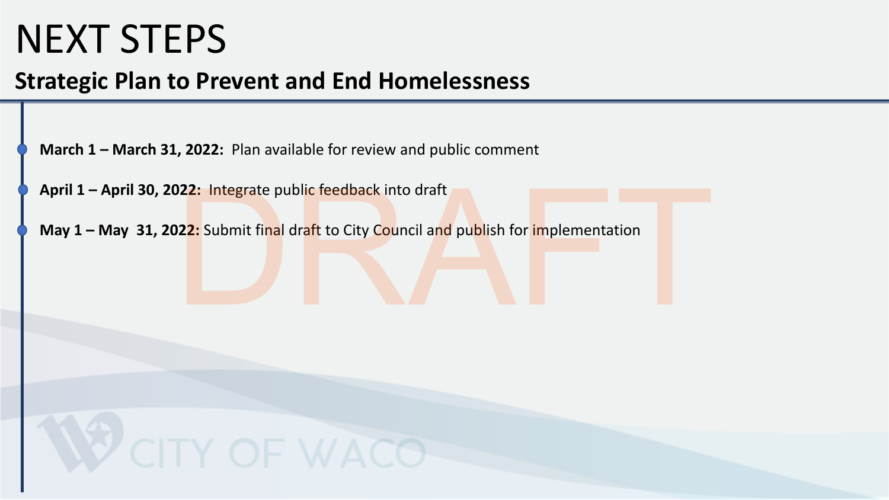# NEXT STEPS

## Strategic Plan to Prevent and End Homelessness

- **March 1 – March 31, 2022:** Plan available for review and public comment
- **April 1 – April 30, 2022:** Integrate public feedback into draft
- **May 1 – May 31, 2022:** Submit final draft to City Council and publish for implementation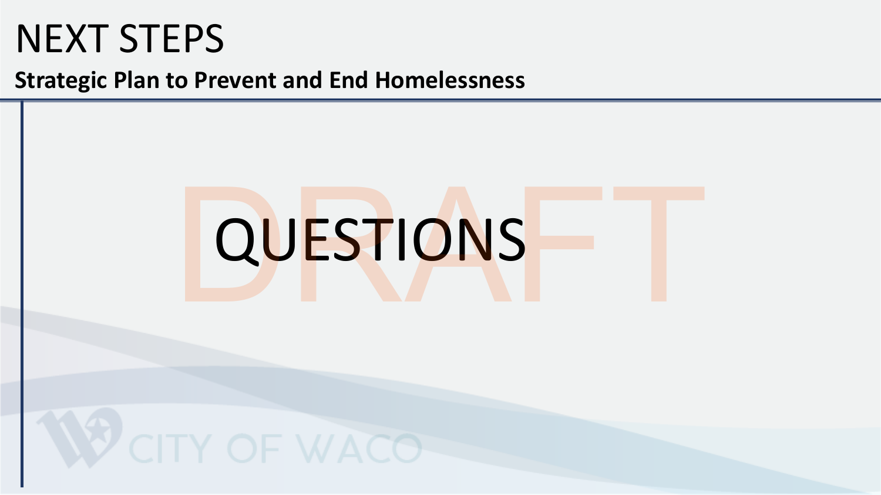# NEXT STEPS

**Strategic Plan to Prevent and End Homelessness**

QUESTIONS

DRAFT